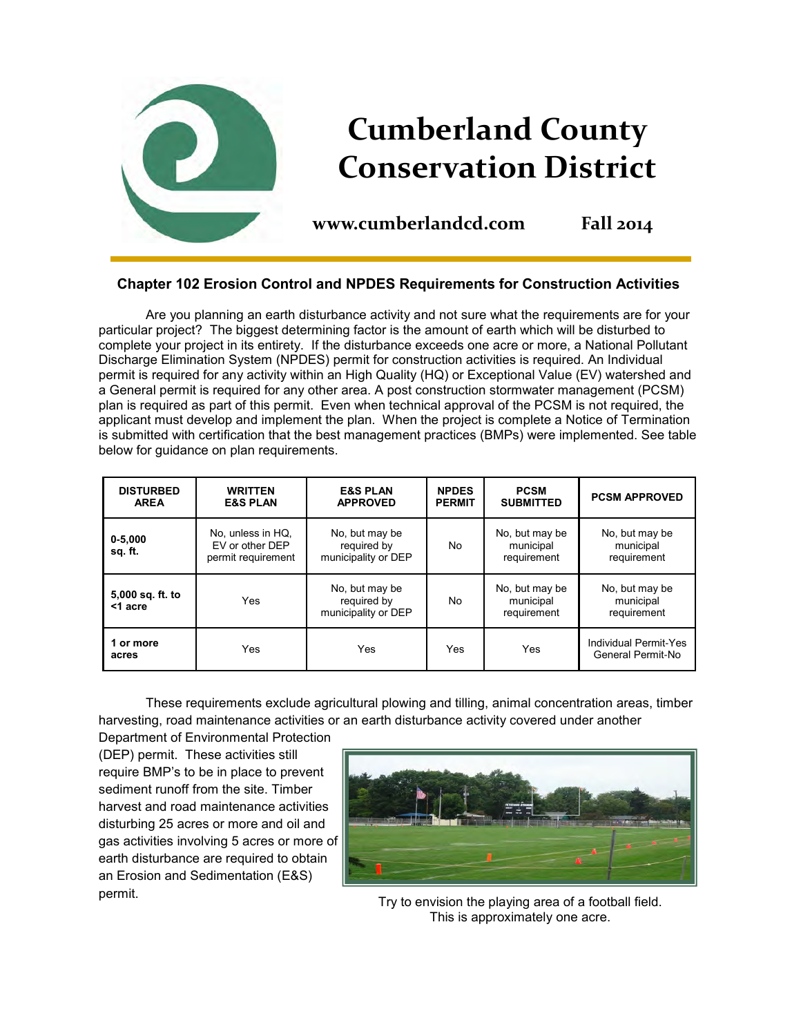# Cumberland County Conservation District

**www.cumberlandcd.com** **Fall 2014**

## Chapter 102 Erosion Control and NPDES Requirements for Construction Activities

Are you planning an earth disturbance activity and not sure what the requirements are for your particular project? The biggest determining factor is the amount of earth which will be disturbed to complete your project in its entirety. If the disturbance exceeds one acre or more, a National Pollutant Discharge Elimination System (NPDES) permit for construction activities is required. An Individual permit is required for any activity within an High Quality (HQ) or Exceptional Value (EV) watershed and a General permit is required for any other area. A post construction stormwater management (PCSM) plan is required as part of this permit. Even when technical approval of the PCSM is not required, the applicant must develop and implement the plan. When the project is complete a Notice of Termination is submitted with certification that the best management practices (BMPs) were implemented. See table below for guidance on plan requirements.

| DISTURBED AREA | WRITTEN E&S PLAN | E&S PLAN APPROVED | NPDES PERMIT | PCSM SUBMITTED | PCSM APPROVED |
|---|---|---|---|---|---|
| **0-5,000 sq. ft.** | No, unless in HQ, EV or other DEP permit requirement | No, but may be required by municipality or DEP | No | No, but may be municipal requirement | No, but may be municipal requirement |
| **5,000 sq. ft. to <1 acre** | Yes | No, but may be required by municipality or DEP | No | No, but may be municipal requirement | No, but may be municipal requirement |
| **1 or more acres** | Yes | Yes | Yes | Yes | Individual Permit-Yes General Permit-No |

These requirements exclude agricultural plowing and tilling, animal concentration areas, timber harvesting, road maintenance activities or an earth disturbance activity covered under another Department of Environmental Protection (DEP) permit. These activities still require BMP's to be in place to prevent sediment runoff from the site. Timber harvest and road maintenance activities disturbing 25 acres or more and oil and gas activities involving 5 acres or more of earth disturbance are required to obtain an Erosion and Sedimentation (E&S) permit.

Try to envision the playing area of a football field. This is approximately one acre.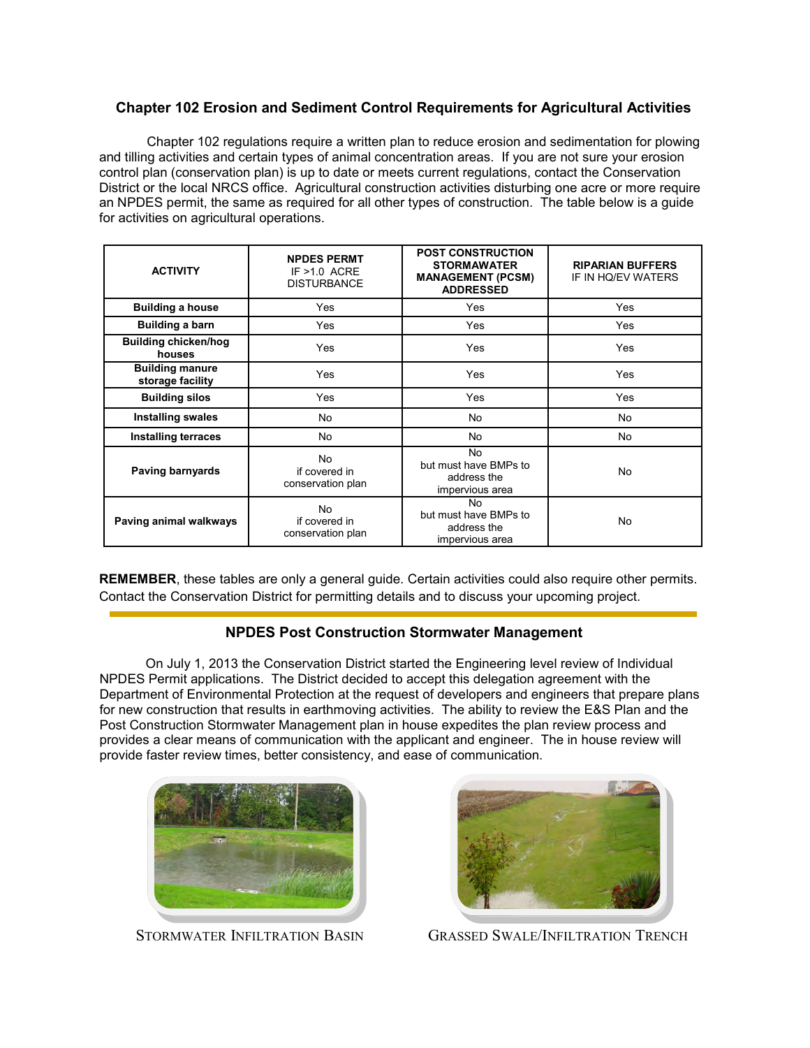## Chapter 102 Erosion and Sediment Control Requirements for Agricultural Activities

Chapter 102 regulations require a written plan to reduce erosion and sedimentation for plowing and tilling activities and certain types of animal concentration areas. If you are not sure your erosion control plan (conservation plan) is up to date or meets current regulations, contact the Conservation District or the local NRCS office. Agricultural construction activities disturbing one acre or more require an NPDES permit, the same as required for all other types of construction. The table below is a guide for activities on agricultural operations.

| ACTIVITY | NPDES PERMT IF >1.0 ACRE DISTURBANCE | POST CONSTRUCTION STORMWATER MANAGEMENT (PCSM) ADDRESSED | RIPARIAN BUFFERS IF IN HQ/EV WATERS |
|---|---|---|---|
| **Building a house** | Yes | Yes | Yes |
| **Building a barn** | Yes | Yes | Yes |
| **Building chicken/hog houses** | Yes | Yes | Yes |
| **Building manure storage facility** | Yes | Yes | Yes |
| **Building silos** | Yes | Yes | Yes |
| **Installing swales** | No | No | No |
| **Installing terraces** | No | No | No |
| **Paving barnyards** | No if covered in conservation plan | No but must have BMPs to address the impervious area | No |
| **Paving animal walkways** | No if covered in conservation plan | No but must have BMPs to address the impervious area | No |

**REMEMBER**, these tables are only a general guide. Certain activities could also require other permits. Contact the Conservation District for permitting details and to discuss your upcoming project.

---

## NPDES Post Construction Stormwater Management

On July 1, 2013 the Conservation District started the Engineering level review of Individual NPDES Permit applications. The District decided to accept this delegation agreement with the Department of Environmental Protection at the request of developers and engineers that prepare plans for new construction that results in earthmoving activities. The ability to review the E&S Plan and the Post Construction Stormwater Management plan in house expedites the plan review process and provides a clear means of communication with the applicant and engineer. The in house review will provide faster review times, better consistency, and ease of communication.

STORMWATER INFILTRATION BASIN

GRASSED SWALE/INFILTRATION TRENCH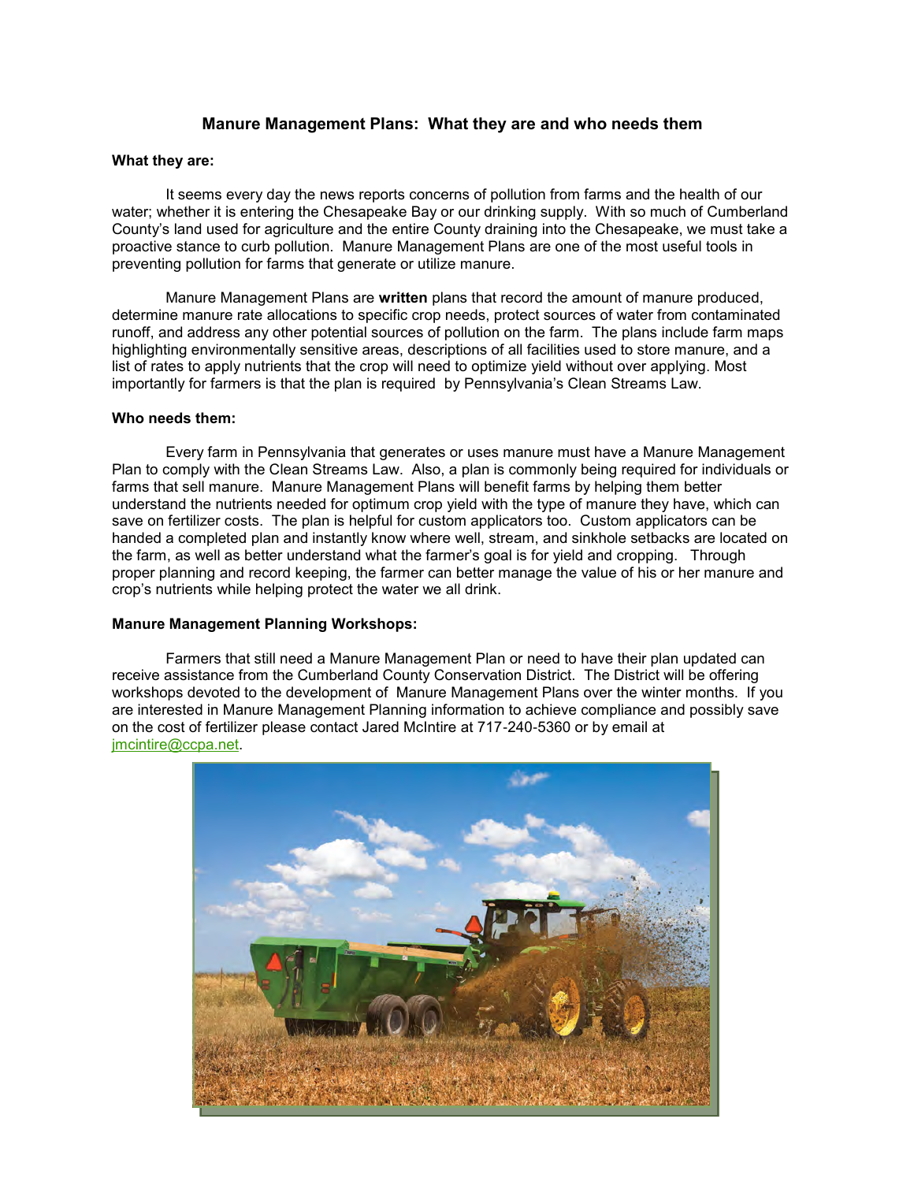## Manure Management Plans: What they are and who needs them

### What they are:

It seems every day the news reports concerns of pollution from farms and the health of our water; whether it is entering the Chesapeake Bay or our drinking supply. With so much of Cumberland County's land used for agriculture and the entire County draining into the Chesapeake, we must take a proactive stance to curb pollution. Manure Management Plans are one of the most useful tools in preventing pollution for farms that generate or utilize manure.

Manure Management Plans are **written** plans that record the amount of manure produced, determine manure rate allocations to specific crop needs, protect sources of water from contaminated runoff, and address any other potential sources of pollution on the farm. The plans include farm maps highlighting environmentally sensitive areas, descriptions of all facilities used to store manure, and a list of rates to apply nutrients that the crop will need to optimize yield without over applying. Most importantly for farmers is that the plan is required by Pennsylvania's Clean Streams Law.

### Who needs them:

Every farm in Pennsylvania that generates or uses manure must have a Manure Management Plan to comply with the Clean Streams Law. Also, a plan is commonly being required for individuals or farms that sell manure. Manure Management Plans will benefit farms by helping them better understand the nutrients needed for optimum crop yield with the type of manure they have, which can save on fertilizer costs. The plan is helpful for custom applicators too. Custom applicators can be handed a completed plan and instantly know where well, stream, and sinkhole setbacks are located on the farm, as well as better understand what the farmer's goal is for yield and cropping. Through proper planning and record keeping, the farmer can better manage the value of his or her manure and crop's nutrients while helping protect the water we all drink.

### Manure Management Planning Workshops:

Farmers that still need a Manure Management Plan or need to have their plan updated can receive assistance from the Cumberland County Conservation District. The District will be offering workshops devoted to the development of Manure Management Plans over the winter months. If you are interested in Manure Management Planning information to achieve compliance and possibly save on the cost of fertilizer please contact Jared McIntire at 717-240-5360 or by email at jmcintire@ccpa.net.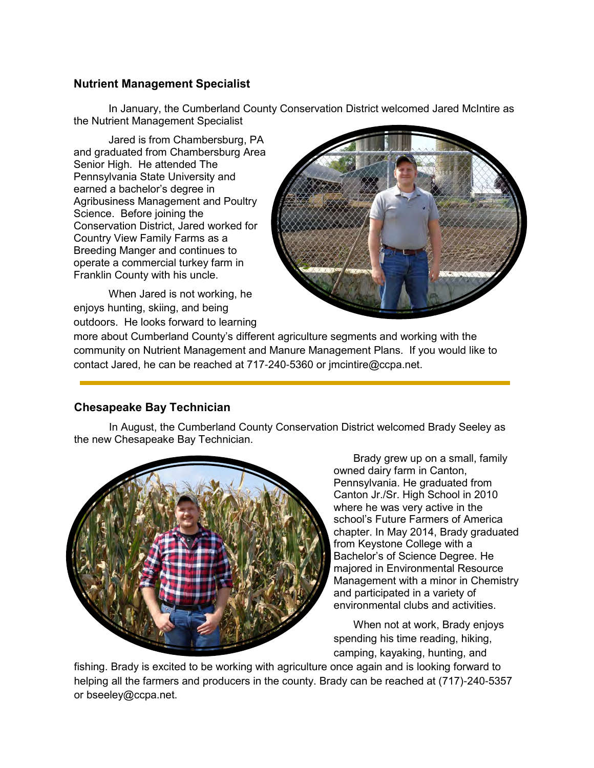## Nutrient Management Specialist

In January, the Cumberland County Conservation District welcomed Jared McIntire as the Nutrient Management Specialist

Jared is from Chambersburg, PA and graduated from Chambersburg Area Senior High. He attended The Pennsylvania State University and earned a bachelor's degree in Agribusiness Management and Poultry Science. Before joining the Conservation District, Jared worked for Country View Family Farms as a Breeding Manger and continues to operate a commercial turkey farm in Franklin County with his uncle.

When Jared is not working, he enjoys hunting, skiing, and being outdoors. He looks forward to learning more about Cumberland County's different agriculture segments and working with the community on Nutrient Management and Manure Management Plans. If you would like to contact Jared, he can be reached at 717-240-5360 or jmcintire@ccpa.net.

---

## Chesapeake Bay Technician

In August, the Cumberland County Conservation District welcomed Brady Seeley as the new Chesapeake Bay Technician.

Brady grew up on a small, family owned dairy farm in Canton, Pennsylvania. He graduated from Canton Jr./Sr. High School in 2010 where he was very active in the school's Future Farmers of America chapter. In May 2014, Brady graduated from Keystone College with a Bachelor's of Science Degree. He majored in Environmental Resource Management with a minor in Chemistry and participated in a variety of environmental clubs and activities.

When not at work, Brady enjoys spending his time reading, hiking, camping, kayaking, hunting, and fishing. Brady is excited to be working with agriculture once again and is looking forward to helping all the farmers and producers in the county. Brady can be reached at (717)-240-5357 or bseeley@ccpa.net.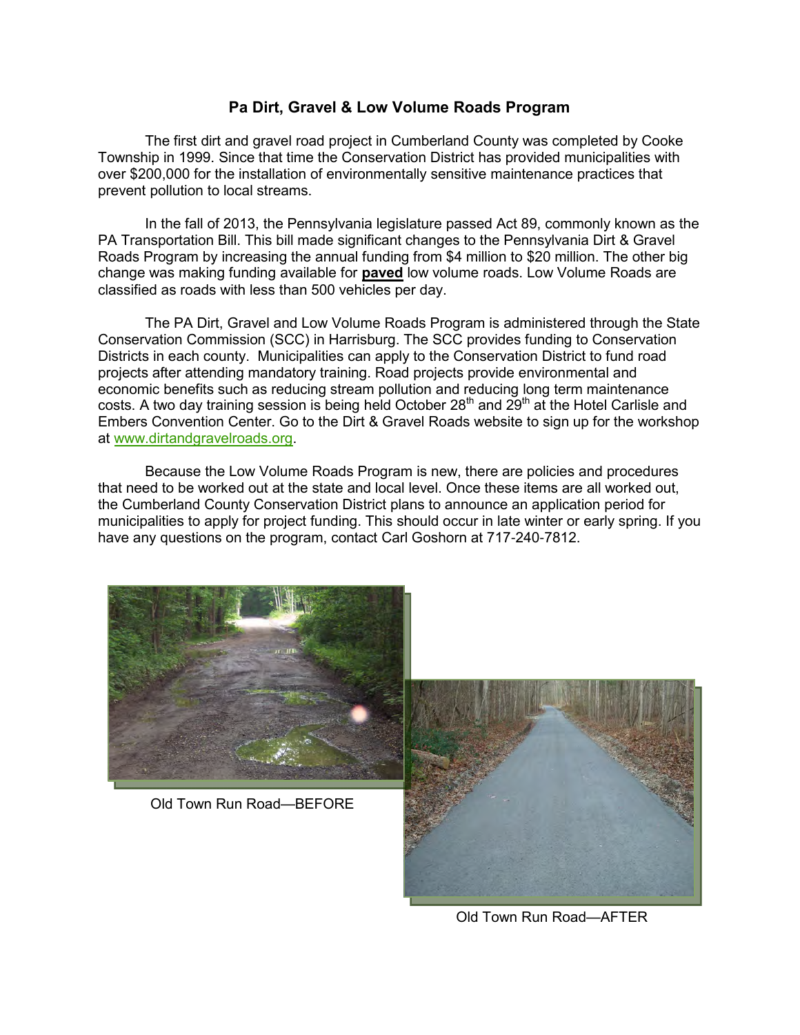# Pa Dirt, Gravel & Low Volume Roads Program

The first dirt and gravel road project in Cumberland County was completed by Cooke Township in 1999. Since that time the Conservation District has provided municipalities with over $200,000 for the installation of environmentally sensitive maintenance practices that prevent pollution to local streams.

In the fall of 2013, the Pennsylvania legislature passed Act 89, commonly known as the PA Transportation Bill. This bill made significant changes to the Pennsylvania Dirt & Gravel Roads Program by increasing the annual funding from $4 million to $20 million. The other big change was making funding available for **paved** low volume roads. Low Volume Roads are classified as roads with less than 500 vehicles per day.

The PA Dirt, Gravel and Low Volume Roads Program is administered through the State Conservation Commission (SCC) in Harrisburg. The SCC provides funding to Conservation Districts in each county. Municipalities can apply to the Conservation District to fund road projects after attending mandatory training. Road projects provide environmental and economic benefits such as reducing stream pollution and reducing long term maintenance costs. A two day training session is being held October 28th and 29th at the Hotel Carlisle and Embers Convention Center. Go to the Dirt & Gravel Roads website to sign up for the workshop at www.dirtandgravelroads.org.

Because the Low Volume Roads Program is new, there are policies and procedures that need to be worked out at the state and local level. Once these items are all worked out, the Cumberland County Conservation District plans to announce an application period for municipalities to apply for project funding. This should occur in late winter or early spring. If you have any questions on the program, contact Carl Goshorn at 717-240-7812.

Old Town Run Road—BEFORE

Old Town Run Road—AFTER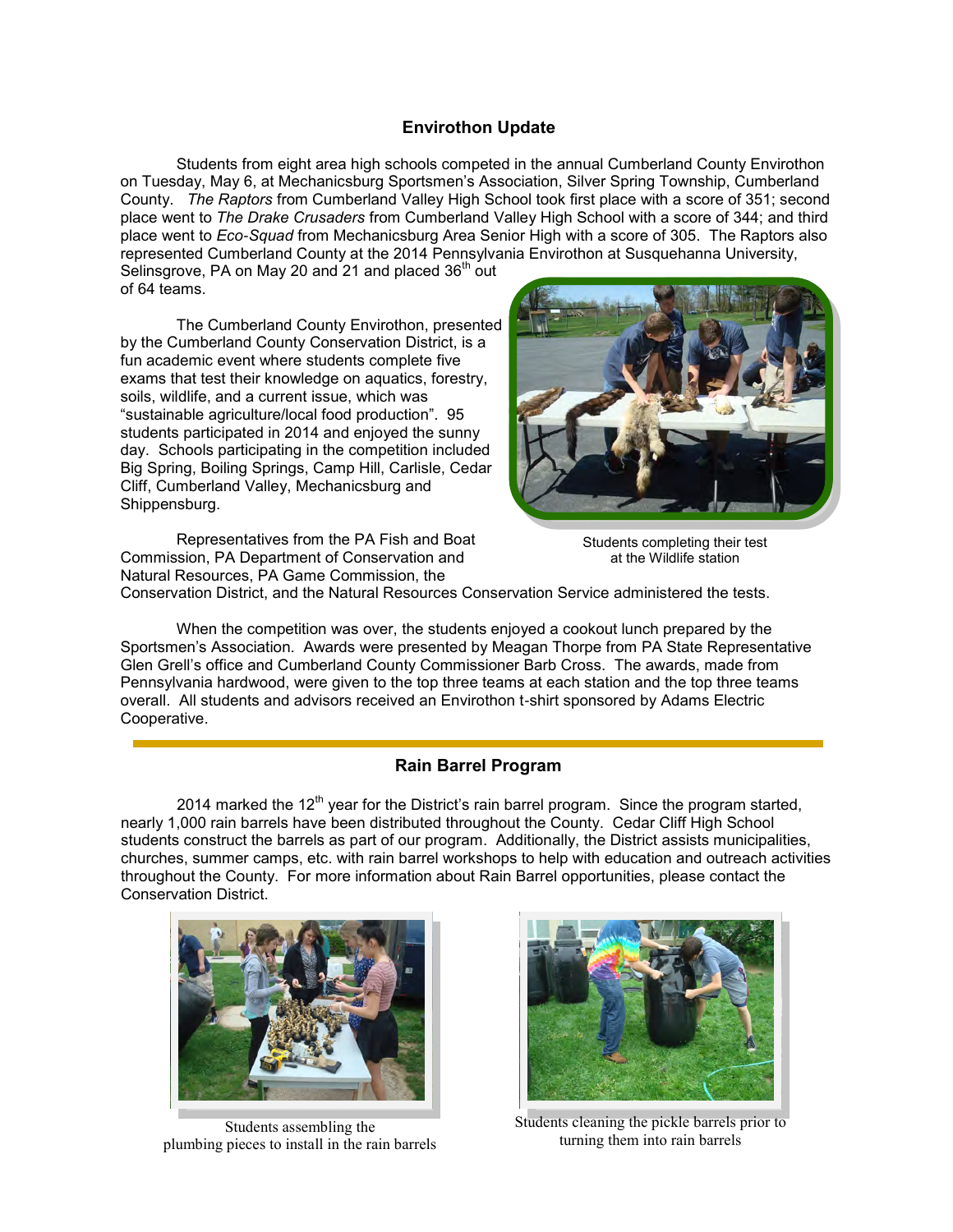## Envirothon Update

Students from eight area high schools competed in the annual Cumberland County Envirothon on Tuesday, May 6, at Mechanicsburg Sportsmen's Association, Silver Spring Township, Cumberland County. *The Raptors* from Cumberland Valley High School took first place with a score of 351; second place went to *The Drake Crusaders* from Cumberland Valley High School with a score of 344; and third place went to *Eco-Squad* from Mechanicsburg Area Senior High with a score of 305. The Raptors also represented Cumberland County at the 2014 Pennsylvania Envirothon at Susquehanna University, Selinsgrove, PA on May 20 and 21 and placed 36th out of 64 teams.

The Cumberland County Envirothon, presented by the Cumberland County Conservation District, is a fun academic event where students complete five exams that test their knowledge on aquatics, forestry, soils, wildlife, and a current issue, which was "sustainable agriculture/local food production". 95 students participated in 2014 and enjoyed the sunny day. Schools participating in the competition included Big Spring, Boiling Springs, Camp Hill, Carlisle, Cedar Cliff, Cumberland Valley, Mechanicsburg and Shippensburg.

Students completing their test at the Wildlife station

Representatives from the PA Fish and Boat Commission, PA Department of Conservation and Natural Resources, PA Game Commission, the Conservation District, and the Natural Resources Conservation Service administered the tests.

When the competition was over, the students enjoyed a cookout lunch prepared by the Sportsmen's Association. Awards were presented by Meagan Thorpe from PA State Representative Glen Grell's office and Cumberland County Commissioner Barb Cross. The awards, made from Pennsylvania hardwood, were given to the top three teams at each station and the top three teams overall. All students and advisors received an Envirothon t-shirt sponsored by Adams Electric Cooperative.

---

## Rain Barrel Program

2014 marked the 12th year for the District's rain barrel program. Since the program started, nearly 1,000 rain barrels have been distributed throughout the County. Cedar Cliff High School students construct the barrels as part of our program. Additionally, the District assists municipalities, churches, summer camps, etc. with rain barrel workshops to help with education and outreach activities throughout the County. For more information about Rain Barrel opportunities, please contact the Conservation District.

Students assembling the plumbing pieces to install in the rain barrels

Students cleaning the pickle barrels prior to turning them into rain barrels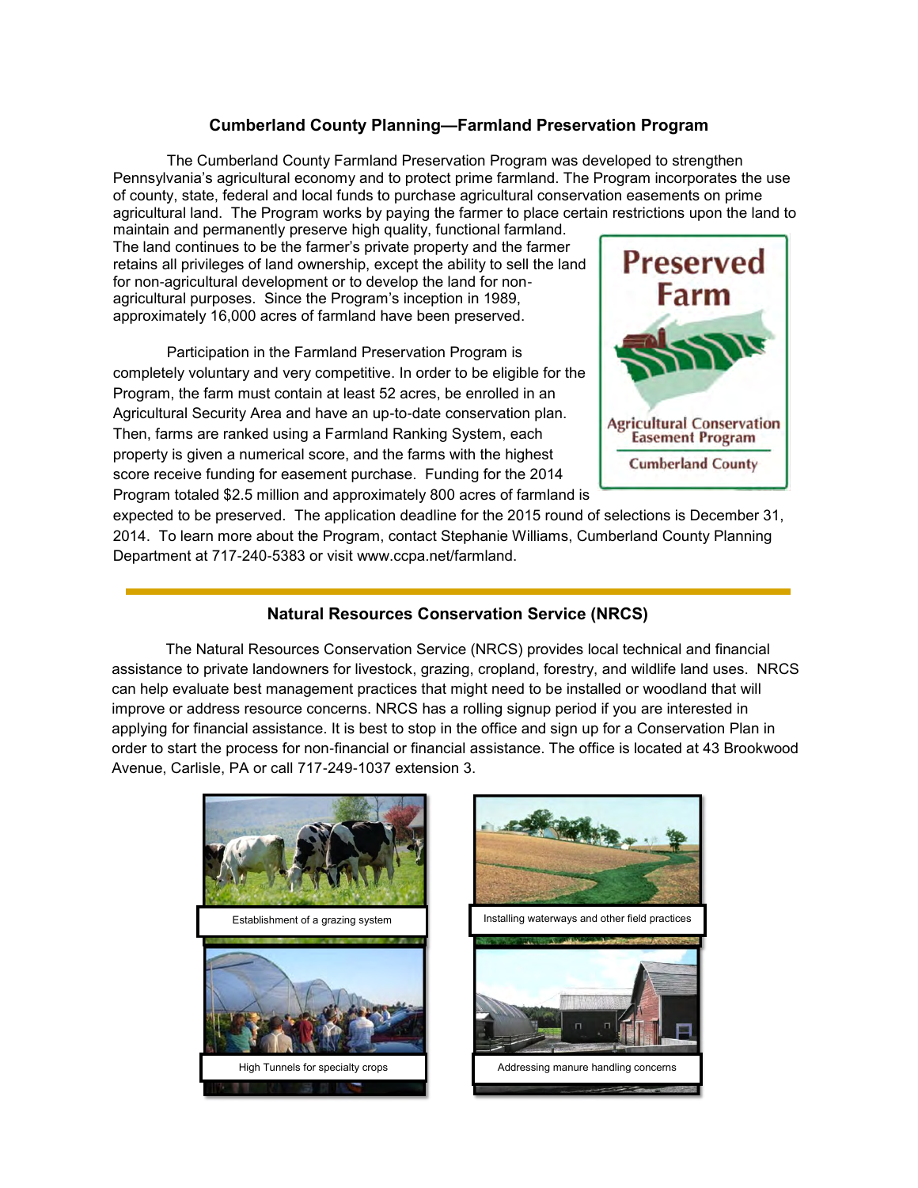## Cumberland County Planning—Farmland Preservation Program

The Cumberland County Farmland Preservation Program was developed to strengthen Pennsylvania's agricultural economy and to protect prime farmland. The Program incorporates the use of county, state, federal and local funds to purchase agricultural conservation easements on prime agricultural land. The Program works by paying the farmer to place certain restrictions upon the land to maintain and permanently preserve high quality, functional farmland. The land continues to be the farmer's private property and the farmer retains all privileges of land ownership, except the ability to sell the land for non-agricultural development or to develop the land for non-agricultural purposes. Since the Program's inception in 1989, approximately 16,000 acres of farmland have been preserved.

Participation in the Farmland Preservation Program is completely voluntary and very competitive. In order to be eligible for the Program, the farm must contain at least 52 acres, be enrolled in an Agricultural Security Area and have an up-to-date conservation plan. Then, farms are ranked using a Farmland Ranking System, each property is given a numerical score, and the farms with the highest score receive funding for easement purchase. Funding for the 2014 Program totaled $2.5 million and approximately 800 acres of farmland is expected to be preserved. The application deadline for the 2015 round of selections is December 31, 2014. To learn more about the Program, contact Stephanie Williams, Cumberland County Planning Department at 717-240-5383 or visit www.ccpa.net/farmland.

Preserved Farm

Agricultural Conservation Easement Program

Cumberland County

---

## Natural Resources Conservation Service (NRCS)

The Natural Resources Conservation Service (NRCS) provides local technical and financial assistance to private landowners for livestock, grazing, cropland, forestry, and wildlife land uses. NRCS can help evaluate best management practices that might need to be installed or woodland that will improve or address resource concerns. NRCS has a rolling signup period if you are interested in applying for financial assistance. It is best to stop in the office and sign up for a Conservation Plan in order to start the process for non-financial or financial assistance. The office is located at 43 Brookwood Avenue, Carlisle, PA or call 717-249-1037 extension 3.

Establishment of a grazing system

Installing waterways and other field practices

High Tunnels for specialty crops

Addressing manure handling concerns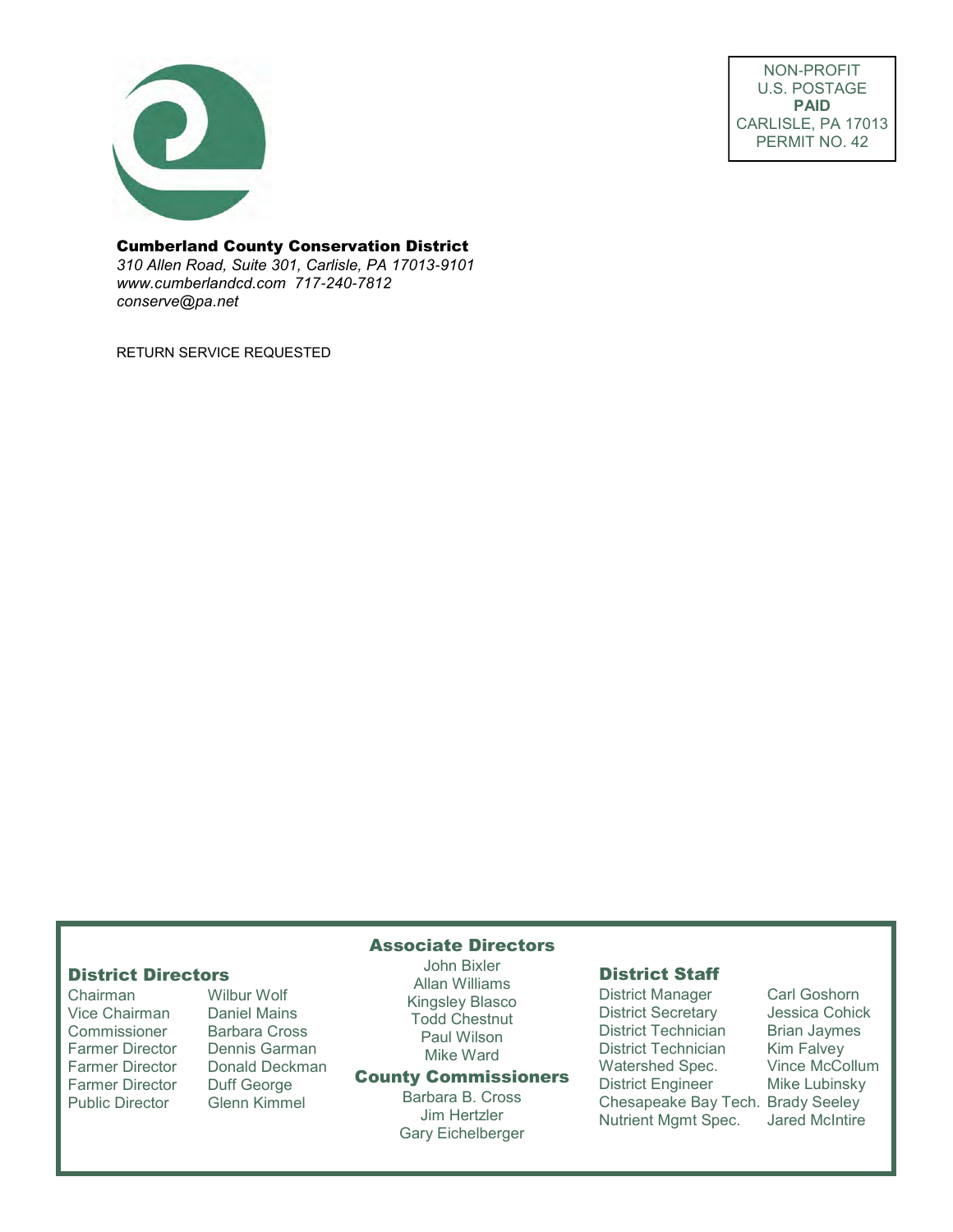NON-PROFIT
U.S. POSTAGE
**PAID**
CARLISLE, PA 17013
PERMIT NO. 42

**Cumberland County Conservation District**
*310 Allen Road, Suite 301, Carlisle, PA 17013-9101*
*www.cumberlandcd.com 717-240-7812*
*conserve@pa.net*

RETURN SERVICE REQUESTED

### District Directors

| | |
|---|---|
| Chairman | Wilbur Wolf |
| Vice Chairman | Daniel Mains |
| Commissioner | Barbara Cross |
| Farmer Director | Dennis Garman |
| Farmer Director | Donald Deckman |
| Farmer Director | Duff George |
| Public Director | Glenn Kimmel |

### Associate Directors

John Bixler
Allan Williams
Kingsley Blasco
Todd Chestnut
Paul Wilson
Mike Ward

### County Commissioners

Barbara B. Cross
Jim Hertzler
Gary Eichelberger

### District Staff

| | |
|---|---|
| District Manager | Carl Goshorn |
| District Secretary | Jessica Cohick |
| District Technician | Brian Jaymes |
| District Technician | Kim Falvey |
| Watershed Spec. | Vince McCollum |
| District Engineer | Mike Lubinsky |
| Chesapeake Bay Tech. | Brady Seeley |
| Nutrient Mgmt Spec. | Jared McIntire |